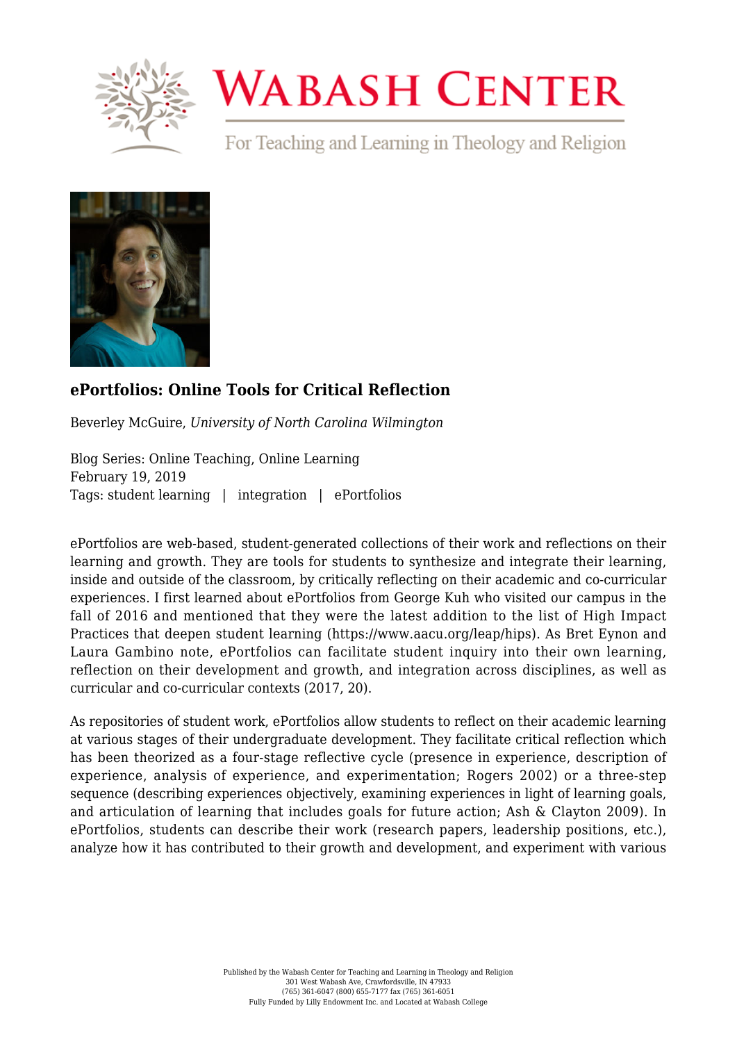# WABASH CENTER

For Teaching and Learning in Theology and Religion

## ePortfolios: Online Tools for Critical Reflection

Beverley McGuire, *University of North Carolina Wilmington*

Blog Series: Online Teaching, Online Learning
February 19, 2019
Tags: student learning | integration | ePortfolios

ePortfolios are web-based, student-generated collections of their work and reflections on their learning and growth. They are tools for students to synthesize and integrate their learning, inside and outside of the classroom, by critically reflecting on their academic and co-curricular experiences. I first learned about ePortfolios from George Kuh who visited our campus in the fall of 2016 and mentioned that they were the latest addition to the list of High Impact Practices that deepen student learning (https://www.aacu.org/leap/hips). As Bret Eynon and Laura Gambino note, ePortfolios can facilitate student inquiry into their own learning, reflection on their development and growth, and integration across disciplines, as well as curricular and co-curricular contexts (2017, 20).

As repositories of student work, ePortfolios allow students to reflect on their academic learning at various stages of their undergraduate development. They facilitate critical reflection which has been theorized as a four-stage reflective cycle (presence in experience, description of experience, analysis of experience, and experimentation; Rogers 2002) or a three-step sequence (describing experiences objectively, examining experiences in light of learning goals, and articulation of learning that includes goals for future action; Ash & Clayton 2009). In ePortfolios, students can describe their work (research papers, leadership positions, etc.), analyze how it has contributed to their growth and development, and experiment with various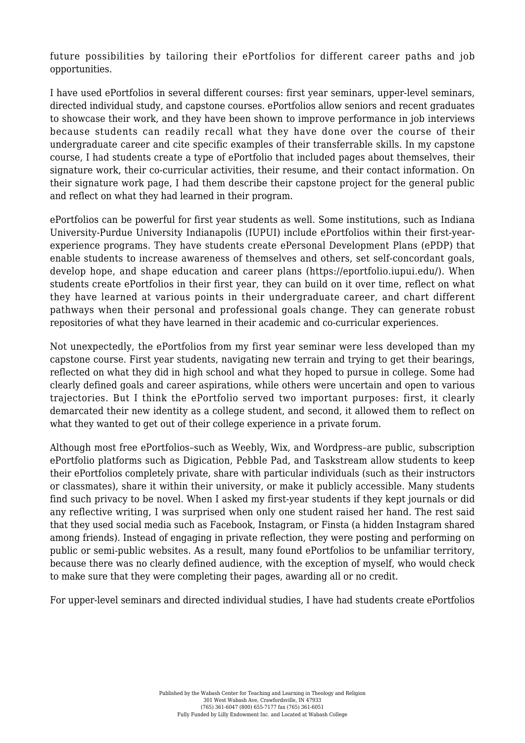future possibilities by tailoring their ePortfolios for different career paths and job opportunities.

I have used ePortfolios in several different courses: first year seminars, upper-level seminars, directed individual study, and capstone courses. ePortfolios allow seniors and recent graduates to showcase their work, and they have been shown to improve performance in job interviews because students can readily recall what they have done over the course of their undergraduate career and cite specific examples of their transferrable skills. In my capstone course, I had students create a type of ePortfolio that included pages about themselves, their signature work, their co-curricular activities, their resume, and their contact information. On their signature work page, I had them describe their capstone project for the general public and reflect on what they had learned in their program.

ePortfolios can be powerful for first year students as well. Some institutions, such as Indiana University-Purdue University Indianapolis (IUPUI) include ePortfolios within their first-year-experience programs. They have students create ePersonal Development Plans (ePDP) that enable students to increase awareness of themselves and others, set self-concordant goals, develop hope, and shape education and career plans (https://eportfolio.iupui.edu/). When students create ePortfolios in their first year, they can build on it over time, reflect on what they have learned at various points in their undergraduate career, and chart different pathways when their personal and professional goals change. They can generate robust repositories of what they have learned in their academic and co-curricular experiences.

Not unexpectedly, the ePortfolios from my first year seminar were less developed than my capstone course. First year students, navigating new terrain and trying to get their bearings, reflected on what they did in high school and what they hoped to pursue in college. Some had clearly defined goals and career aspirations, while others were uncertain and open to various trajectories. But I think the ePortfolio served two important purposes: first, it clearly demarcated their new identity as a college student, and second, it allowed them to reflect on what they wanted to get out of their college experience in a private forum.

Although most free ePortfolios–such as Weebly, Wix, and Wordpress–are public, subscription ePortfolio platforms such as Digication, Pebble Pad, and Taskstream allow students to keep their ePortfolios completely private, share with particular individuals (such as their instructors or classmates), share it within their university, or make it publicly accessible. Many students find such privacy to be novel. When I asked my first-year students if they kept journals or did any reflective writing, I was surprised when only one student raised her hand. The rest said that they used social media such as Facebook, Instagram, or Finsta (a hidden Instagram shared among friends). Instead of engaging in private reflection, they were posting and performing on public or semi-public websites. As a result, many found ePortfolios to be unfamiliar territory, because there was no clearly defined audience, with the exception of myself, who would check to make sure that they were completing their pages, awarding all or no credit.

For upper-level seminars and directed individual studies, I have had students create ePortfolios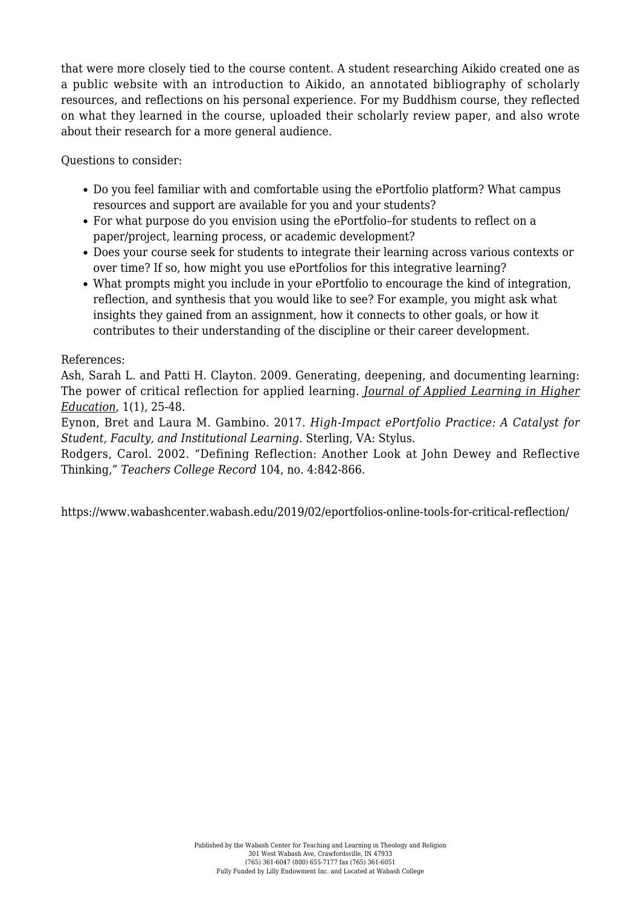that were more closely tied to the course content. A student researching Aikido created one as a public website with an introduction to Aikido, an annotated bibliography of scholarly resources, and reflections on his personal experience. For my Buddhism course, they reflected on what they learned in the course, uploaded their scholarly review paper, and also wrote about their research for a more general audience.

Questions to consider:

- Do you feel familiar with and comfortable using the ePortfolio platform? What campus resources and support are available for you and your students?
- For what purpose do you envision using the ePortfolio–for students to reflect on a paper/project, learning process, or academic development?
- Does your course seek for students to integrate their learning across various contexts or over time? If so, how might you use ePortfolios for this integrative learning?
- What prompts might you include in your ePortfolio to encourage the kind of integration, reflection, and synthesis that you would like to see? For example, you might ask what insights they gained from an assignment, how it connects to other goals, or how it contributes to their understanding of the discipline or their career development.

References:

Ash, Sarah L. and Patti H. Clayton. 2009. Generating, deepening, and documenting learning: The power of critical reflection for applied learning. *Journal of Applied Learning in Higher Education*, 1(1), 25-48.

Eynon, Bret and Laura M. Gambino. 2017. *High-Impact ePortfolio Practice: A Catalyst for Student, Faculty, and Institutional Learning*. Sterling, VA: Stylus.

Rodgers, Carol. 2002. "Defining Reflection: Another Look at John Dewey and Reflective Thinking," *Teachers College Record* 104, no. 4:842-866.

https://www.wabashcenter.wabash.edu/2019/02/eportfolios-online-tools-for-critical-reflection/

Published by the Wabash Center for Teaching and Learning in Theology and Religion
301 West Wabash Ave, Crawfordsville, IN 47933
(765) 361-6047 (800) 655-7177 fax (765) 361-6051
Fully Funded by Lilly Endowment Inc. and Located at Wabash College